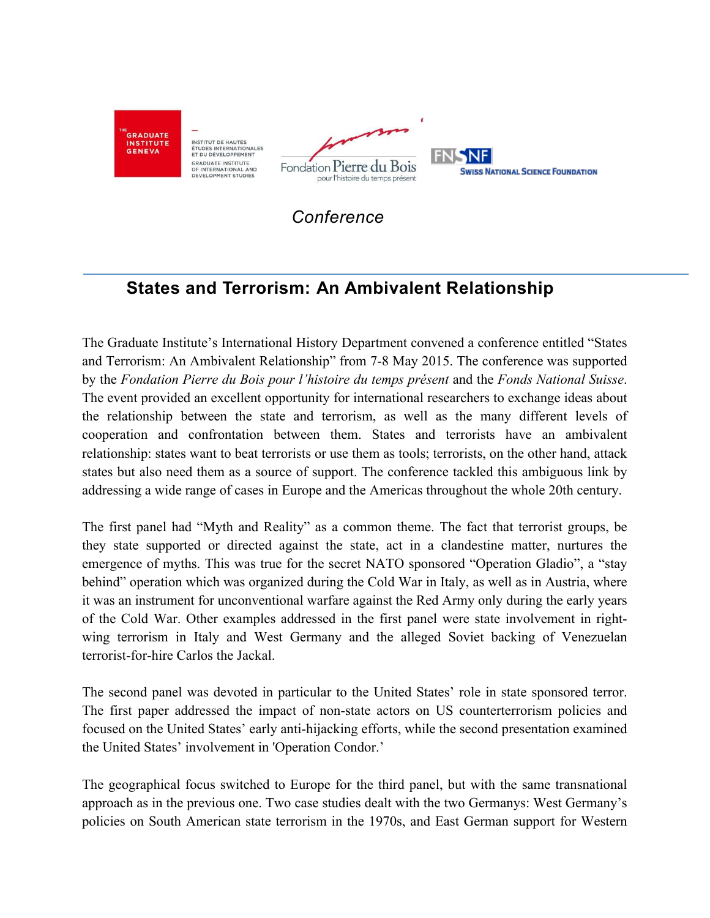THE GRADUATE INSTITUTE GENEVA

INSTITUT DE HAUTES ÉTUDES INTERNATIONALES ET DU DÉVELOPPEMENT
GRADUATE INSTITUTE OF INTERNATIONAL AND DEVELOPMENT STUDIES

Fondation Pierre du Bois pour l'histoire du temps présent

FNSNF SWISS NATIONAL SCIENCE FOUNDATION

*Conference*

---

## States and Terrorism: An Ambivalent Relationship

The Graduate Institute's International History Department convened a conference entitled "States and Terrorism: An Ambivalent Relationship" from 7-8 May 2015. The conference was supported by the *Fondation Pierre du Bois pour l'histoire du temps présent* and the *Fonds National Suisse*. The event provided an excellent opportunity for international researchers to exchange ideas about the relationship between the state and terrorism, as well as the many different levels of cooperation and confrontation between them. States and terrorists have an ambivalent relationship: states want to beat terrorists or use them as tools; terrorists, on the other hand, attack states but also need them as a source of support. The conference tackled this ambiguous link by addressing a wide range of cases in Europe and the Americas throughout the whole 20th century.

The first panel had "Myth and Reality" as a common theme. The fact that terrorist groups, be they state supported or directed against the state, act in a clandestine matter, nurtures the emergence of myths. This was true for the secret NATO sponsored "Operation Gladio", a "stay behind" operation which was organized during the Cold War in Italy, as well as in Austria, where it was an instrument for unconventional warfare against the Red Army only during the early years of the Cold War. Other examples addressed in the first panel were state involvement in right-wing terrorism in Italy and West Germany and the alleged Soviet backing of Venezuelan terrorist-for-hire Carlos the Jackal.

The second panel was devoted in particular to the United States' role in state sponsored terror. The first paper addressed the impact of non-state actors on US counterterrorism policies and focused on the United States' early anti-hijacking efforts, while the second presentation examined the United States' involvement in 'Operation Condor.'

The geographical focus switched to Europe for the third panel, but with the same transnational approach as in the previous one. Two case studies dealt with the two Germanys: West Germany's policies on South American state terrorism in the 1970s, and East German support for Western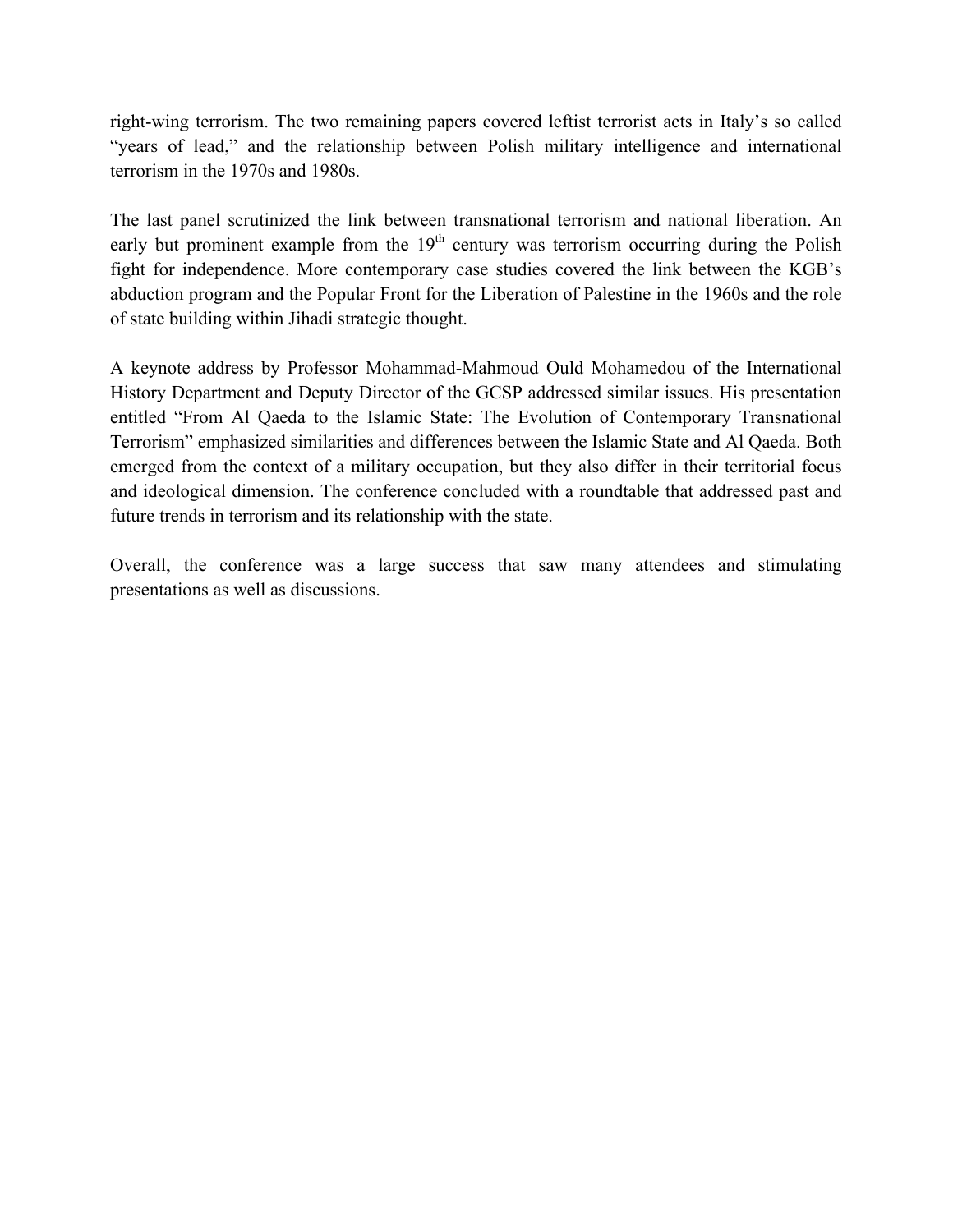right-wing terrorism. The two remaining papers covered leftist terrorist acts in Italy's so called "years of lead," and the relationship between Polish military intelligence and international terrorism in the 1970s and 1980s.

The last panel scrutinized the link between transnational terrorism and national liberation. An early but prominent example from the 19th century was terrorism occurring during the Polish fight for independence. More contemporary case studies covered the link between the KGB's abduction program and the Popular Front for the Liberation of Palestine in the 1960s and the role of state building within Jihadi strategic thought.

A keynote address by Professor Mohammad-Mahmoud Ould Mohamedou of the International History Department and Deputy Director of the GCSP addressed similar issues. His presentation entitled "From Al Qaeda to the Islamic State: The Evolution of Contemporary Transnational Terrorism" emphasized similarities and differences between the Islamic State and Al Qaeda. Both emerged from the context of a military occupation, but they also differ in their territorial focus and ideological dimension. The conference concluded with a roundtable that addressed past and future trends in terrorism and its relationship with the state.

Overall, the conference was a large success that saw many attendees and stimulating presentations as well as discussions.